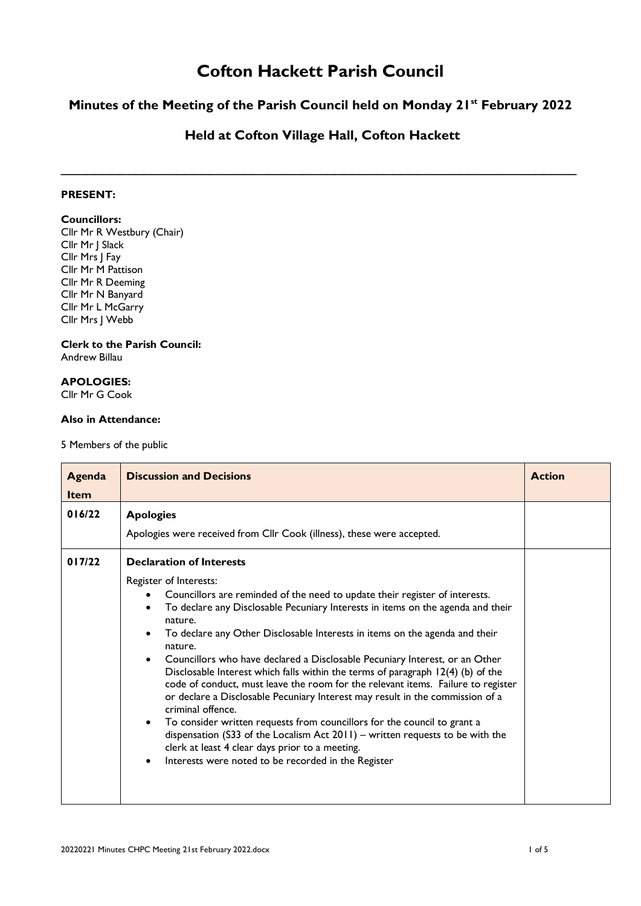# Cofton Hackett Parish Council

## Minutes of the Meeting of the Parish Council held on Monday 21st February 2022

## Held at Cofton Village Hall, Cofton Hackett

---

**PRESENT:**

**Councillors:**
Cllr Mr R Westbury (Chair)
Cllr Mr J Slack
Cllr Mrs J Fay
Cllr Mr M Pattison
Cllr Mr R Deeming
Cllr Mr N Banyard
Cllr Mr L McGarry
Cllr Mrs J Webb

**Clerk to the Parish Council:**
Andrew Billau

**APOLOGIES:**
Cllr Mr G Cook

**Also in Attendance:**

5 Members of the public

| Agenda Item | Discussion and Decisions | Action |
|---|---|---|
| 016/22 | **Apologies**<br>Apologies were received from Cllr Cook (illness), these were accepted. | |
| 017/22 | **Declaration of Interests**<br>Register of Interests:<br>• Councillors are reminded of the need to update their register of interests.<br>• To declare any Disclosable Pecuniary Interests in items on the agenda and their nature.<br>• To declare any Other Disclosable Interests in items on the agenda and their nature.<br>• Councillors who have declared a Disclosable Pecuniary Interest, or an Other Disclosable Interest which falls within the terms of paragraph 12(4) (b) of the code of conduct, must leave the room for the relevant items. Failure to register or declare a Disclosable Pecuniary Interest may result in the commission of a criminal offence.<br>• To consider written requests from councillors for the council to grant a dispensation (S33 of the Localism Act 2011) – written requests to be with the clerk at least 4 clear days prior to a meeting.<br>• Interests were noted to be recorded in the Register | |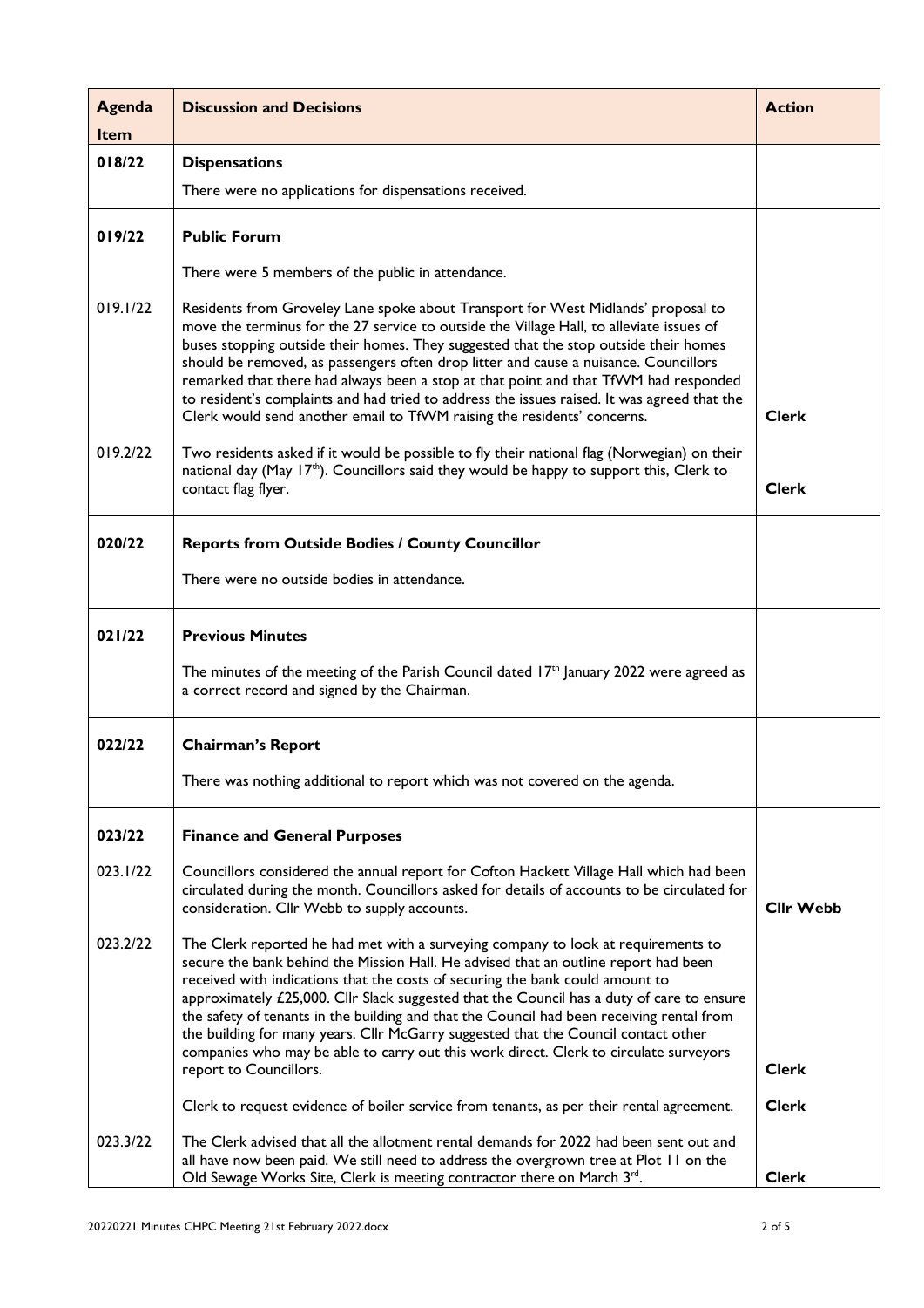| Agenda Item | Discussion and Decisions | Action |
|---|---|---|
| **018/22** | **Dispensations**<br><br>There were no applications for dispensations received. | |
| **019/22** | **Public Forum**<br><br>There were 5 members of the public in attendance. | |
| 019.1/22 | Residents from Groveley Lane spoke about Transport for West Midlands' proposal to move the terminus for the 27 service to outside the Village Hall, to alleviate issues of buses stopping outside their homes. They suggested that the stop outside their homes should be removed, as passengers often drop litter and cause a nuisance. Councillors remarked that there had always been a stop at that point and that TfWM had responded to resident's complaints and had tried to address the issues raised. It was agreed that the Clerk would send another email to TfWM raising the residents' concerns. | **Clerk** |
| 019.2/22 | Two residents asked if it would be possible to fly their national flag (Norwegian) on their national day (May 17th). Councillors said they would be happy to support this, Clerk to contact flag flyer. | **Clerk** |
| **020/22** | **Reports from Outside Bodies / County Councillor**<br><br>There were no outside bodies in attendance. | |
| **021/22** | **Previous Minutes**<br><br>The minutes of the meeting of the Parish Council dated 17th January 2022 were agreed as a correct record and signed by the Chairman. | |
| **022/22** | **Chairman's Report**<br><br>There was nothing additional to report which was not covered on the agenda. | |
| **023/22** | **Finance and General Purposes** | |
| 023.1/22 | Councillors considered the annual report for Cofton Hackett Village Hall which had been circulated during the month. Councillors asked for details of accounts to be circulated for consideration. Cllr Webb to supply accounts. | **Cllr Webb** |
| 023.2/22 | The Clerk reported he had met with a surveying company to look at requirements to secure the bank behind the Mission Hall. He advised that an outline report had been received with indications that the costs of securing the bank could amount to approximately £25,000. Cllr Slack suggested that the Council has a duty of care to ensure the safety of tenants in the building and that the Council had been receiving rental from the building for many years. Cllr McGarry suggested that the Council contact other companies who may be able to carry out this work direct. Clerk to circulate surveyors report to Councillors. | **Clerk** |
| | Clerk to request evidence of boiler service from tenants, as per their rental agreement. | **Clerk** |
| 023.3/22 | The Clerk advised that all the allotment rental demands for 2022 had been sent out and all have now been paid. We still need to address the overgrown tree at Plot 11 on the Old Sewage Works Site, Clerk is meeting contractor there on March 3rd. | **Clerk** |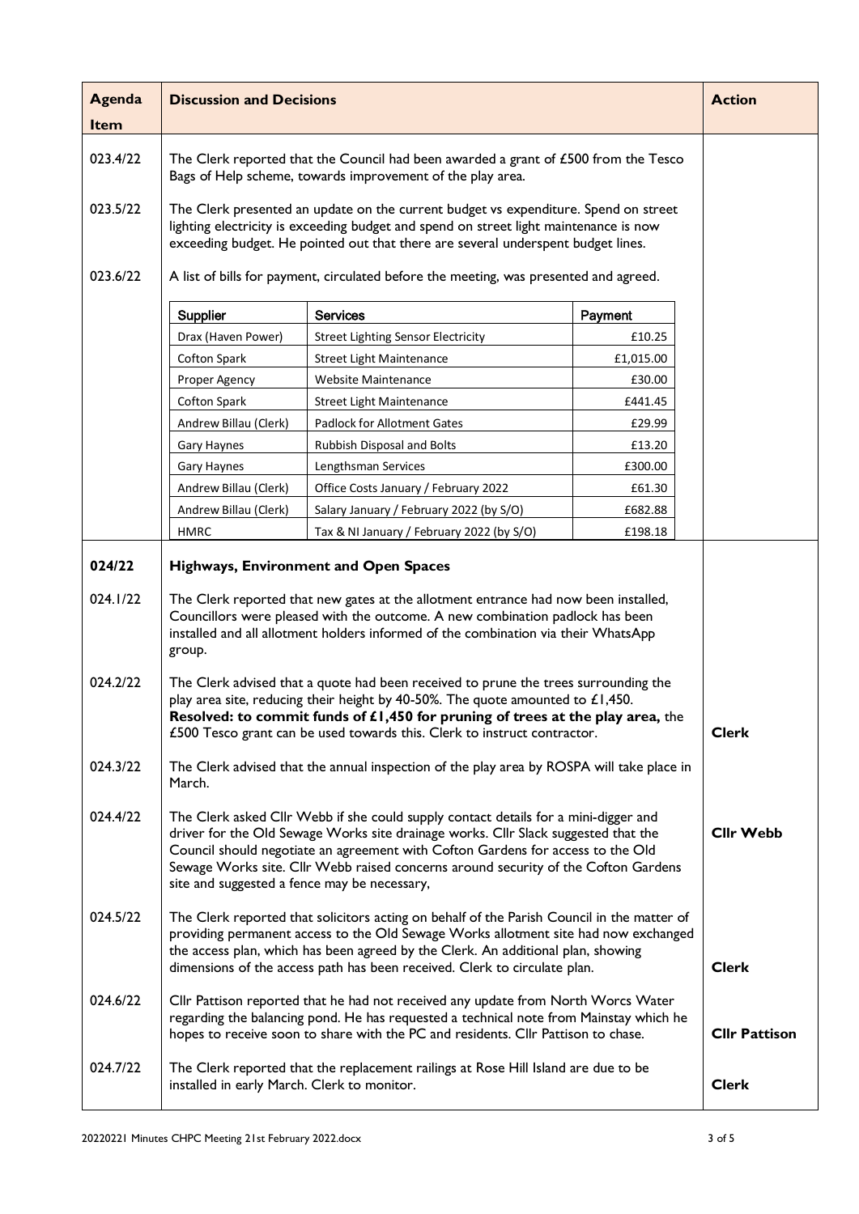| Agenda Item | Discussion and Decisions | Action |
|---|---|---|
| 023.4/22 | The Clerk reported that the Council had been awarded a grant of £500 from the Tesco Bags of Help scheme, towards improvement of the play area. | |
| 023.5/22 | The Clerk presented an update on the current budget vs expenditure. Spend on street lighting electricity is exceeding budget and spend on street light maintenance is now exceeding budget. He pointed out that there are several underspent budget lines. | |
| 023.6/22 | A list of bills for payment, circulated before the meeting, was presented and agreed. | |

| Supplier | Services | Payment |
|---|---|---|
| Drax (Haven Power) | Street Lighting Sensor Electricity | £10.25 |
| Cofton Spark | Street Light Maintenance | £1,015.00 |
| Proper Agency | Website Maintenance | £30.00 |
| Cofton Spark | Street Light Maintenance | £441.45 |
| Andrew Billau (Clerk) | Padlock for Allotment Gates | £29.99 |
| Gary Haynes | Rubbish Disposal and Bolts | £13.20 |
| Gary Haynes | Lengthsman Services | £300.00 |
| Andrew Billau (Clerk) | Office Costs January / February 2022 | £61.30 |
| Andrew Billau (Clerk) | Salary January / February 2022 (by S/O) | £682.88 |
| HMRC | Tax & NI January / February 2022 (by S/O) | £198.18 |

| Agenda Item | Discussion and Decisions | Action |
|---|---|---|
| **024/22** | **Highways, Environment and Open Spaces** | |
| 024.1/22 | The Clerk reported that new gates at the allotment entrance had now been installed, Councillors were pleased with the outcome. A new combination padlock has been installed and all allotment holders informed of the combination via their WhatsApp group. | |
| 024.2/22 | The Clerk advised that a quote had been received to prune the trees surrounding the play area site, reducing their height by 40-50%. The quote amounted to £1,450. **Resolved: to commit funds of £1,450 for pruning of trees at the play area,** the £500 Tesco grant can be used towards this. Clerk to instruct contractor. | **Clerk** |
| 024.3/22 | The Clerk advised that the annual inspection of the play area by ROSPA will take place in March. | |
| 024.4/22 | The Clerk asked Cllr Webb if she could supply contact details for a mini-digger and driver for the Old Sewage Works site drainage works. Cllr Slack suggested that the Council should negotiate an agreement with Cofton Gardens for access to the Old Sewage Works site. Cllr Webb raised concerns around security of the Cofton Gardens site and suggested a fence may be necessary, | **Cllr Webb** |
| 024.5/22 | The Clerk reported that solicitors acting on behalf of the Parish Council in the matter of providing permanent access to the Old Sewage Works allotment site had now exchanged the access plan, which has been agreed by the Clerk. An additional plan, showing dimensions of the access path has been received. Clerk to circulate plan. | **Clerk** |
| 024.6/22 | Cllr Pattison reported that he had not received any update from North Worcs Water regarding the balancing pond. He has requested a technical note from Mainstay which he hopes to receive soon to share with the PC and residents. Cllr Pattison to chase. | **Cllr Pattison** |
| 024.7/22 | The Clerk reported that the replacement railings at Rose Hill Island are due to be installed in early March. Clerk to monitor. | **Clerk** |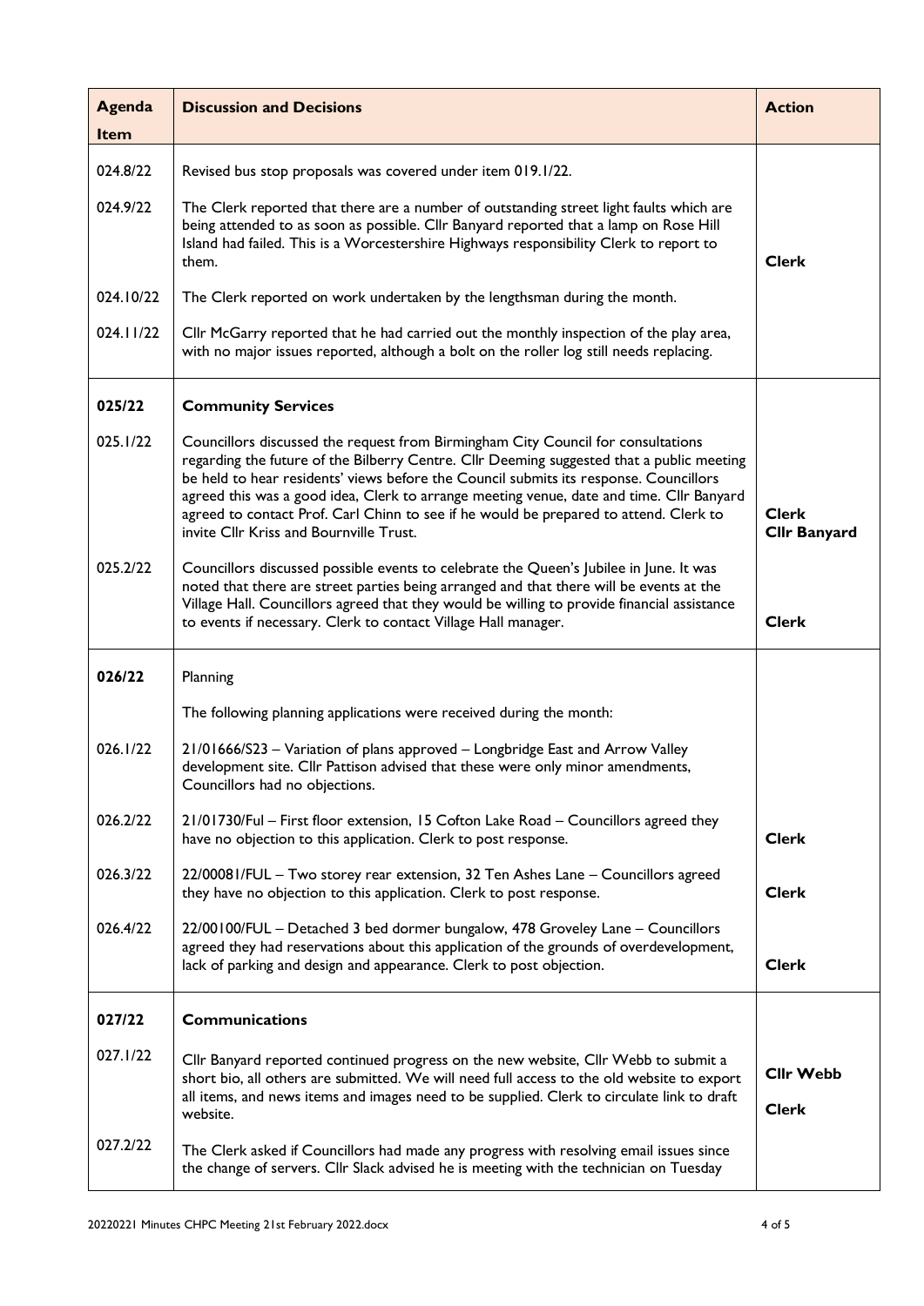| Agenda Item | Discussion and Decisions | Action |
|---|---|---|
| 024.8/22 | Revised bus stop proposals was covered under item 019.1/22. | |
| 024.9/22 | The Clerk reported that there are a number of outstanding street light faults which are being attended to as soon as possible. Cllr Banyard reported that a lamp on Rose Hill Island had failed. This is a Worcestershire Highways responsibility Clerk to report to them. | **Clerk** |
| 024.10/22 | The Clerk reported on work undertaken by the lengthsman during the month. | |
| 024.11/22 | Cllr McGarry reported that he had carried out the monthly inspection of the play area, with no major issues reported, although a bolt on the roller log still needs replacing. | |
| **025/22** | **Community Services** | |
| 025.1/22 | Councillors discussed the request from Birmingham City Council for consultations regarding the future of the Bilberry Centre. Cllr Deeming suggested that a public meeting be held to hear residents' views before the Council submits its response. Councillors agreed this was a good idea, Clerk to arrange meeting venue, date and time. Cllr Banyard agreed to contact Prof. Carl Chinn to see if he would be prepared to attend. Clerk to invite Cllr Kriss and Bournville Trust. | **Clerk**<br>**Cllr Banyard** |
| 025.2/22 | Councillors discussed possible events to celebrate the Queen's Jubilee in June. It was noted that there are street parties being arranged and that there will be events at the Village Hall. Councillors agreed that they would be willing to provide financial assistance to events if necessary. Clerk to contact Village Hall manager. | **Clerk** |
| **026/22** | Planning | |
| | The following planning applications were received during the month: | |
| 026.1/22 | 21/01666/S23 – Variation of plans approved – Longbridge East and Arrow Valley development site. Cllr Pattison advised that these were only minor amendments, Councillors had no objections. | |
| 026.2/22 | 21/01730/Ful – First floor extension, 15 Cofton Lake Road – Councillors agreed they have no objection to this application. Clerk to post response. | **Clerk** |
| 026.3/22 | 22/00081/FUL – Two storey rear extension, 32 Ten Ashes Lane – Councillors agreed they have no objection to this application. Clerk to post response. | **Clerk** |
| 026.4/22 | 22/00100/FUL – Detached 3 bed dormer bungalow, 478 Groveley Lane – Councillors agreed they had reservations about this application of the grounds of overdevelopment, lack of parking and design and appearance. Clerk to post objection. | **Clerk** |
| **027/22** | **Communications** | |
| 027.1/22 | Cllr Banyard reported continued progress on the new website, Cllr Webb to submit a short bio, all others are submitted. We will need full access to the old website to export all items, and news items and images need to be supplied. Clerk to circulate link to draft website. | **Cllr Webb**<br>**Clerk** |
| 027.2/22 | The Clerk asked if Councillors had made any progress with resolving email issues since the change of servers. Cllr Slack advised he is meeting with the technician on Tuesday | |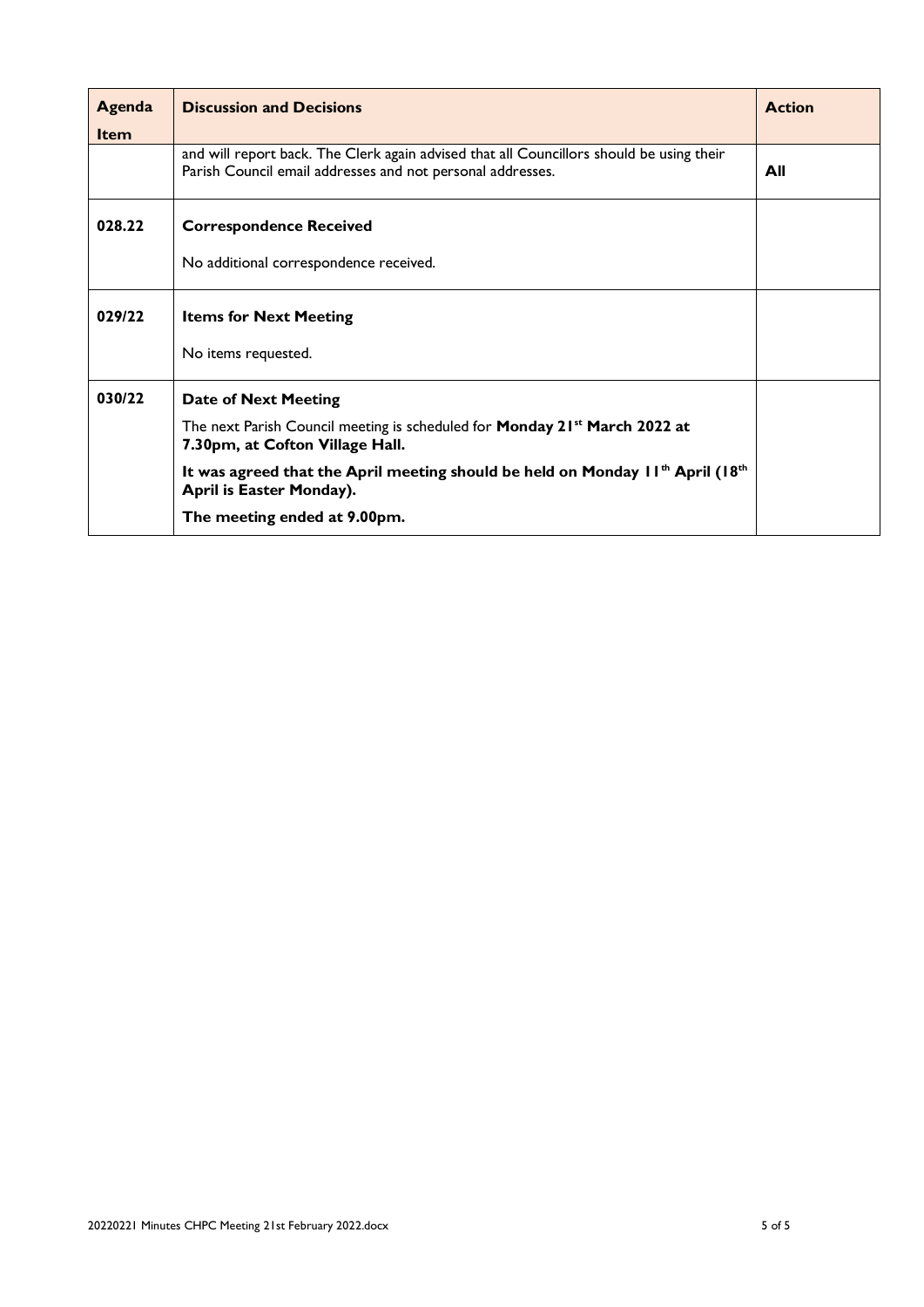| Agenda Item | Discussion and Decisions | Action |
|---|---|---|
| | and will report back. The Clerk again advised that all Councillors should be using their Parish Council email addresses and not personal addresses. | **All** |
| **028.22** | **Correspondence Received**<br><br>No additional correspondence received. | |
| **029/22** | **Items for Next Meeting**<br><br>No items requested. | |
| **030/22** | **Date of Next Meeting**<br><br>The next Parish Council meeting is scheduled for **Monday 21st March 2022 at 7.30pm, at Cofton Village Hall.**<br><br>**It was agreed that the April meeting should be held on Monday 11th April (18th April is Easter Monday).**<br><br>**The meeting ended at 9.00pm.** | |

20220221 Minutes CHPC Meeting 21st February 2022.docx